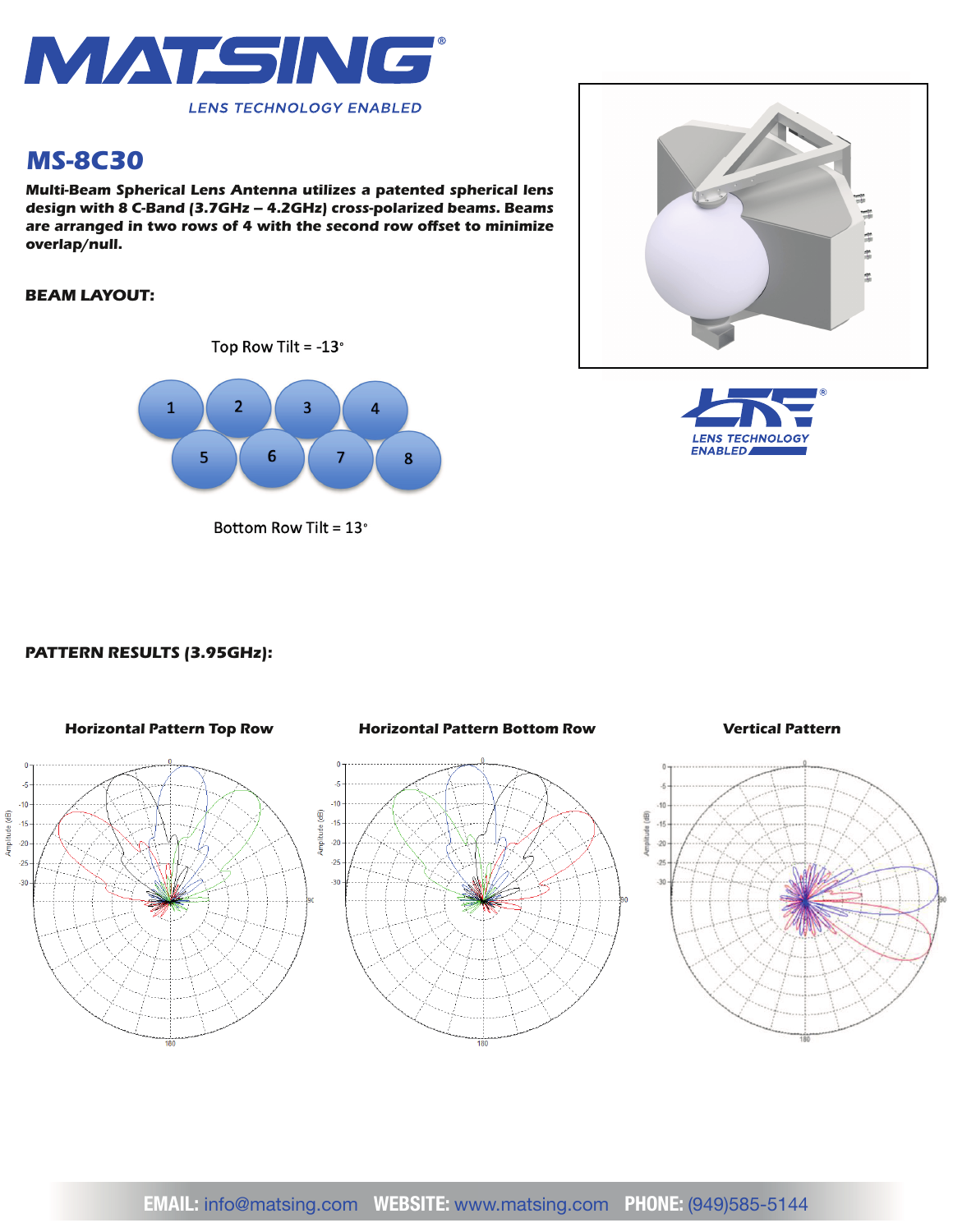# MATSING

LENS TECHNOLOGY ENABLED

## MS-8C30

**Multi-Beam Spherical Lens Antenna utilizes a patented spherical lens design with 8 C-Band (3.7GHz – 4.2GHz) cross-polarized beams. Beams are arranged in two rows of 4 with the second row offset to minimize overlap/null.**

### BEAM LAYOUT:

Top Row Tilt = -13°

1 2 3 4

5 6 7 8

Bottom Row Tilt = 13°

LENS TECHNOLOGY ENABLED

### PATTERN RESULTS (3.95GHz):

**Horizontal Pattern Top Row**

**Horizontal Pattern Bottom Row**

**Vertical Pattern**

**EMAIL:** info@matsing.com **WEBSITE:** www.matsing.com **PHONE:** (949)585-5144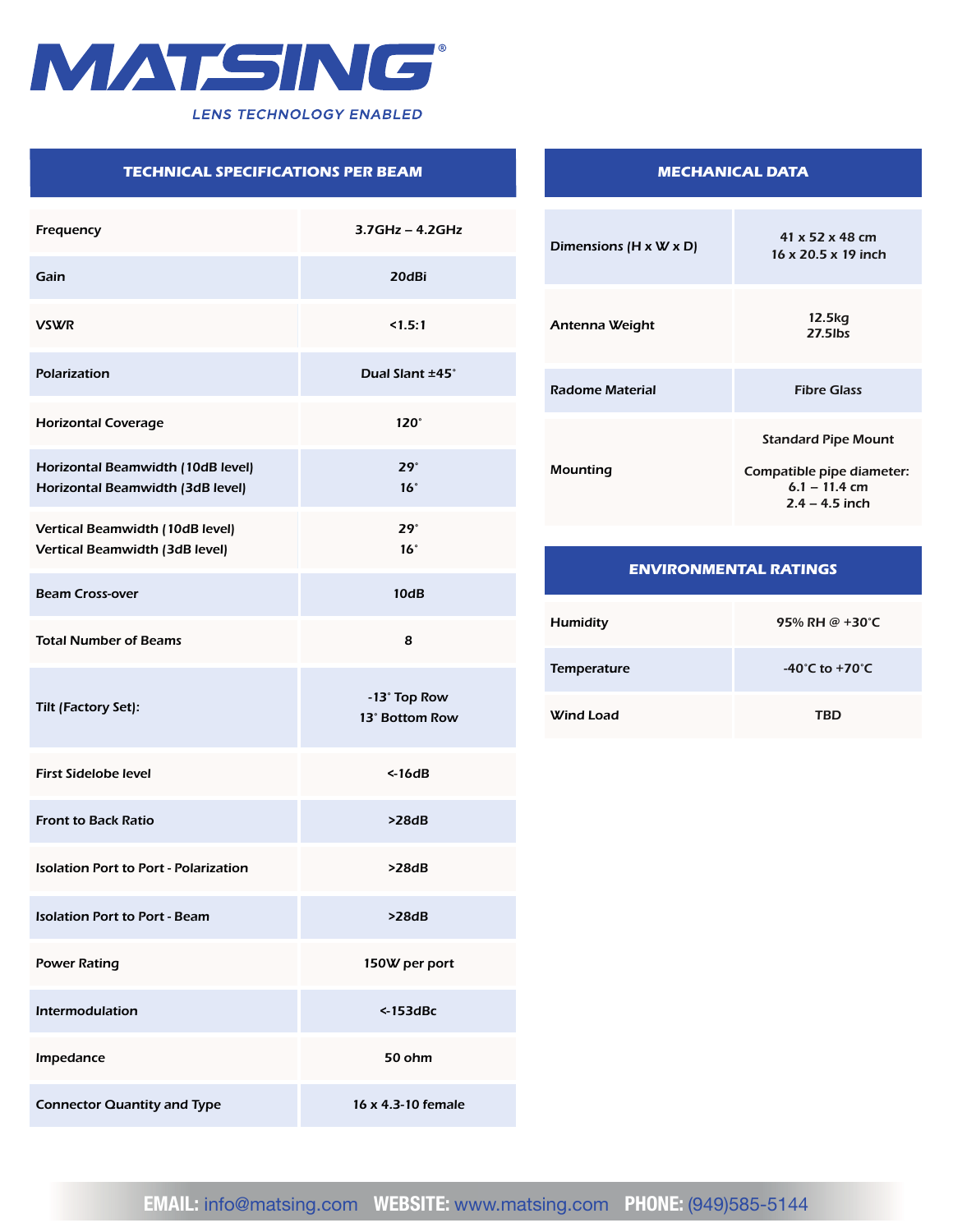# MATSING®

*LENS TECHNOLOGY ENABLED*

## TECHNICAL SPECIFICATIONS PER BEAM

| | |
|---|---|
| Frequency | 3.7GHz – 4.2GHz |
| Gain | 20dBi |
| VSWR | <1.5:1 |
| Polarization | Dual Slant ±45° |
| Horizontal Coverage | 120° |
| Horizontal Beamwidth (10dB level)<br>Horizontal Beamwidth (3dB level) | 29°<br>16° |
| Vertical Beamwidth (10dB level)<br>Vertical Beamwidth (3dB level) | 29°<br>16° |
| Beam Cross-over | 10dB |
| Total Number of Beams | 8 |
| Tilt (Factory Set): | -13° Top Row<br>13° Bottom Row |
| First Sidelobe level | <-16dB |
| Front to Back Ratio | >28dB |
| Isolation Port to Port - Polarization | >28dB |
| Isolation Port to Port - Beam | >28dB |
| Power Rating | 150W per port |
| Intermodulation | <-153dBc |
| Impedance | 50 ohm |
| Connector Quantity and Type | 16 x 4.3-10 female |

## MECHANICAL DATA

| | |
|---|---|
| Dimensions (H x W x D) | 41 x 52 x 48 cm<br>16 x 20.5 x 19 inch |
| Antenna Weight | 12.5kg<br>27.5lbs |
| Radome Material | Fibre Glass |
| Mounting | Standard Pipe Mount<br>Compatible pipe diameter:<br>6.1 – 11.4 cm<br>2.4 – 4.5 inch |

## ENVIRONMENTAL RATINGS

| | |
|---|---|
| Humidity | 95% RH @ +30°C |
| Temperature | -40°C to +70°C |
| Wind Load | TBD |

**EMAIL:** info@matsing.com **WEBSITE:** www.matsing.com **PHONE:** (949)585-5144